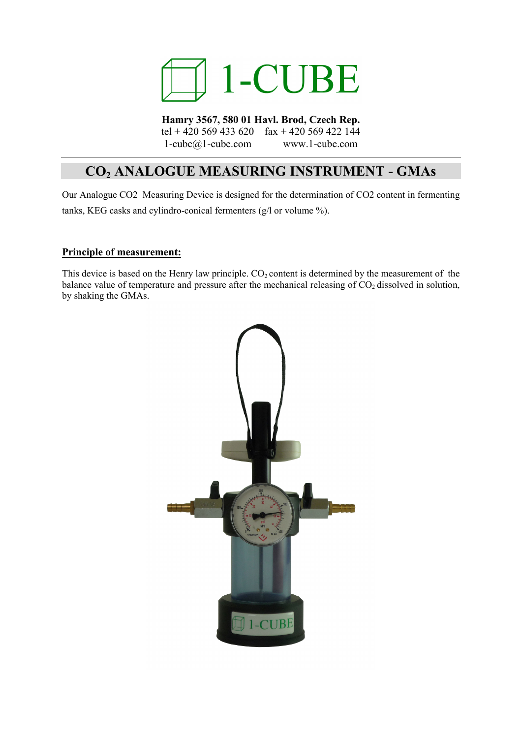# 1-CUBE

**Hamry 3567, 580 01 Havl. Brod, Czech Rep.**
tel + 420 569 433 620 fax + 420 569 422 144
1-cube@1-cube.com www.1-cube.com

## $CO_2$ ANALOGUE MEASURING INSTRUMENT - GMAs

Our Analogue CO2 Measuring Device is designed for the determination of CO2 content in fermenting tanks, KEG casks and cylindro-conical fermenters (g/l or volume %).

### Principle of measurement:

This device is based on the Henry law principle. $CO_2$ content is determined by the measurement of the balance value of temperature and pressure after the mechanical releasing of $CO_2$ dissolved in solution, by shaking the GMAs.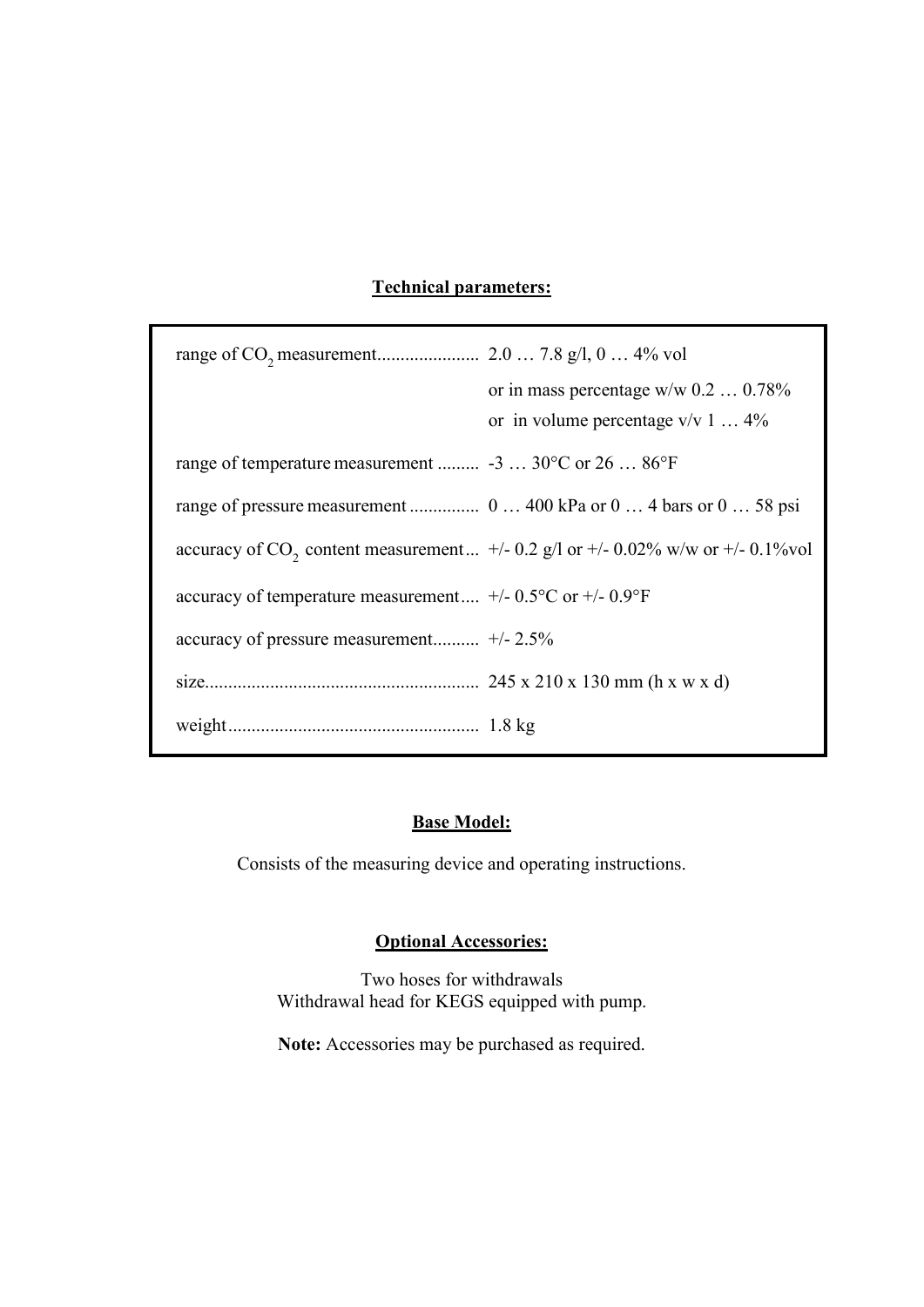**Technical parameters:**

| | |
|---|---|
| range of $CO_2$ measurement | 2.0 … 7.8 g/l, 0 … 4% vol<br>or in mass percentage w/w 0.2 … 0.78%<br>or in volume percentage v/v 1 … 4% |
| range of temperature measurement | -3 … 30°C or 26 … 86°F |
| range of pressure measurement | 0 … 400 kPa or 0 … 4 bars or 0 … 58 psi |
| accuracy of $CO_2$ content measurement | +/- 0.2 g/l or +/- 0.02% w/w or +/- 0.1%vol |
| accuracy of temperature measurement | +/- 0.5°C or +/- 0.9°F |
| accuracy of pressure measurement | +/- 2.5% |
| size | 245 x 210 x 130 mm (h x w x d) |
| weight | 1.8 kg |

**Base Model:**

Consists of the measuring device and operating instructions.

**Optional Accessories:**

Two hoses for withdrawals
Withdrawal head for KEGS equipped with pump.

**Note:** Accessories may be purchased as required.